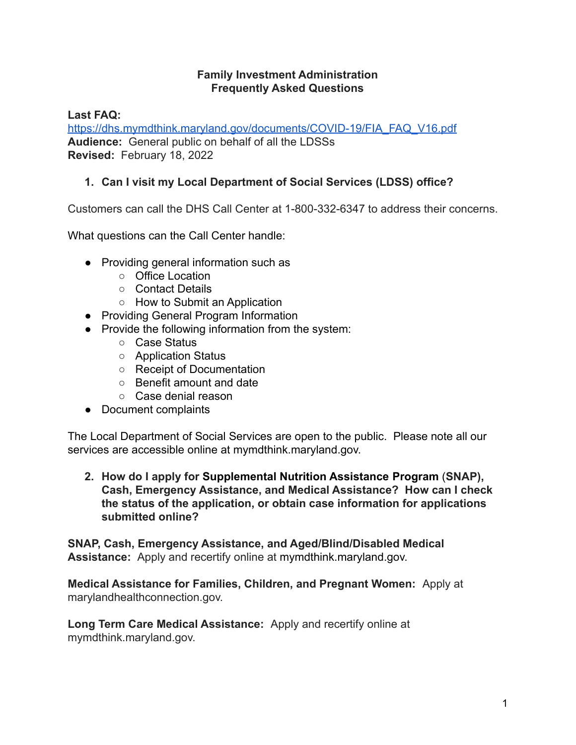# Family Investment Administration
# Frequently Asked Questions

**Last FAQ:**
[https://dhs.mymdthink.maryland.gov/documents/COVID-19/FIA_FAQ_V16.pdf](https://dhs.mymdthink.maryland.gov/documents/COVID-19/FIA_FAQ_V16.pdf)
**Audience:** General public on behalf of all the LDSSs
**Revised:** February 18, 2022

## 1. Can I visit my Local Department of Social Services (LDSS) office?

Customers can call the DHS Call Center at 1-800-332-6347 to address their concerns.

What questions can the Call Center handle:

- Providing general information such as
  - Office Location
  - Contact Details
  - How to Submit an Application
- Providing General Program Information
- Provide the following information from the system:
  - Case Status
  - Application Status
  - Receipt of Documentation
  - Benefit amount and date
  - Case denial reason
- Document complaints

The Local Department of Social Services are open to the public. Please note all our services are accessible online at mymdthink.maryland.gov.

## 2. How do I apply for Supplemental Nutrition Assistance Program (SNAP), Cash, Emergency Assistance, and Medical Assistance? How can I check the status of the application, or obtain case information for applications submitted online?

**SNAP, Cash, Emergency Assistance, and Aged/Blind/Disabled Medical Assistance:** Apply and recertify online at mymdthink.maryland.gov.

**Medical Assistance for Families, Children, and Pregnant Women:** Apply at marylandhealthconnection.gov.

**Long Term Care Medical Assistance:** Apply and recertify online at mymdthink.maryland.gov.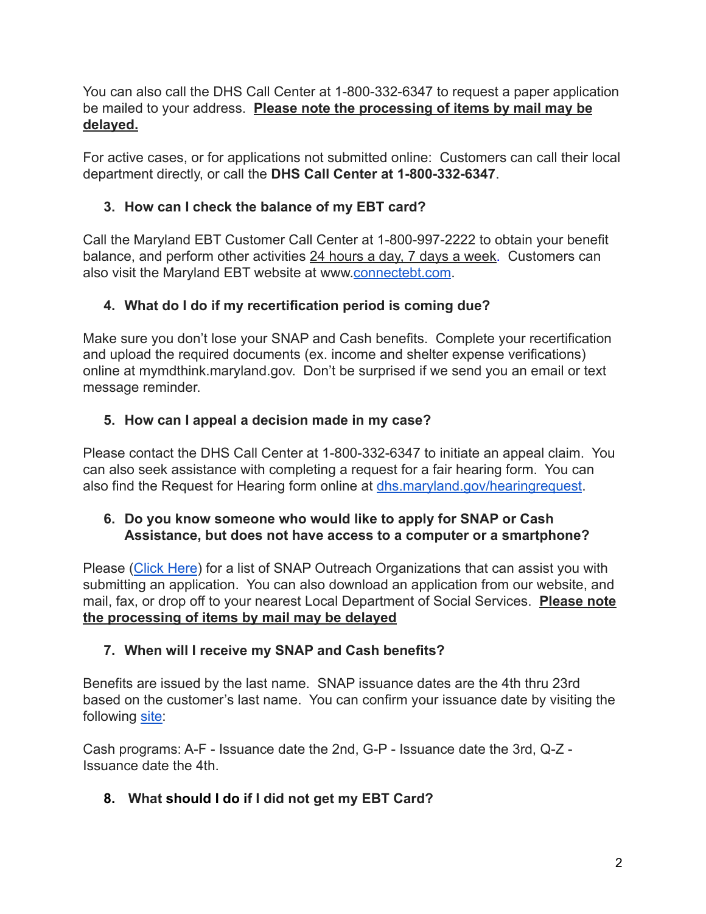You can also call the DHS Call Center at 1-800-332-6347 to request a paper application be mailed to your address. **Please note the processing of items by mail may be delayed.**

For active cases, or for applications not submitted online: Customers can call their local department directly, or call the **DHS Call Center at 1-800-332-6347**.

3. **How can I check the balance of my EBT card?**

Call the Maryland EBT Customer Call Center at 1-800-997-2222 to obtain your benefit balance, and perform other activities 24 hours a day, 7 days a week. Customers can also visit the Maryland EBT website at www.connectebt.com.

4. **What do I do if my recertification period is coming due?**

Make sure you don't lose your SNAP and Cash benefits. Complete your recertification and upload the required documents (ex. income and shelter expense verifications) online at mymdthink.maryland.gov. Don't be surprised if we send you an email or text message reminder.

5. **How can I appeal a decision made in my case?**

Please contact the DHS Call Center at 1-800-332-6347 to initiate an appeal claim. You can also seek assistance with completing a request for a fair hearing form. You can also find the Request for Hearing form online at dhs.maryland.gov/hearingrequest.

6. **Do you know someone who would like to apply for SNAP or Cash Assistance, but does not have access to a computer or a smartphone?**

Please (Click Here) for a list of SNAP Outreach Organizations that can assist you with submitting an application. You can also download an application from our website, and mail, fax, or drop off to your nearest Local Department of Social Services. **Please note the processing of items by mail may be delayed**

7. **When will I receive my SNAP and Cash benefits?**

Benefits are issued by the last name. SNAP issuance dates are the 4th thru 23rd based on the customer's last name. You can confirm your issuance date by visiting the following site:

Cash programs: A-F - Issuance date the 2nd, G-P - Issuance date the 3rd, Q-Z - Issuance date the 4th.

8. **What should I do if I did not get my EBT Card?**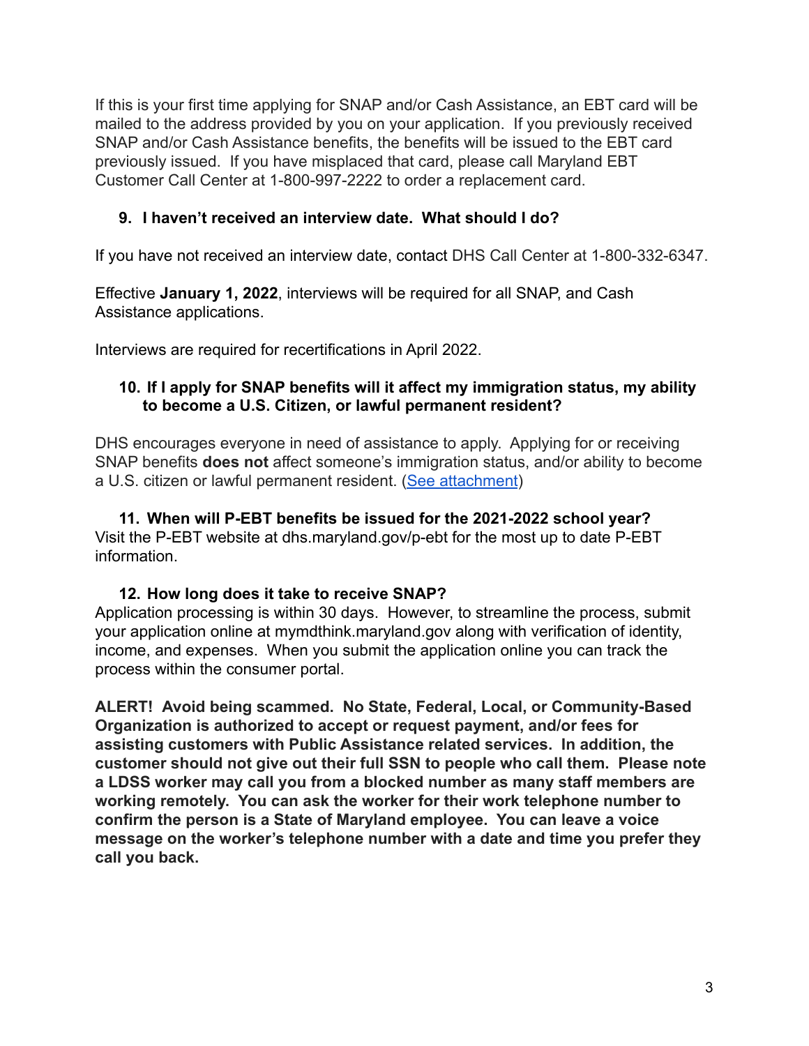If this is your first time applying for SNAP and/or Cash Assistance, an EBT card will be mailed to the address provided by you on your application. If you previously received SNAP and/or Cash Assistance benefits, the benefits will be issued to the EBT card previously issued. If you have misplaced that card, please call Maryland EBT Customer Call Center at 1-800-997-2222 to order a replacement card.

### 9. I haven't received an interview date. What should I do?

If you have not received an interview date, contact DHS Call Center at 1-800-332-6347.

Effective **January 1, 2022**, interviews will be required for all SNAP, and Cash Assistance applications.

Interviews are required for recertifications in April 2022.

### 10. If I apply for SNAP benefits will it affect my immigration status, my ability to become a U.S. Citizen, or lawful permanent resident?

DHS encourages everyone in need of assistance to apply. Applying for or receiving SNAP benefits **does not** affect someone's immigration status, and/or ability to become a U.S. citizen or lawful permanent resident. (See attachment)

### 11. When will P-EBT benefits be issued for the 2021-2022 school year?

Visit the P-EBT website at dhs.maryland.gov/p-ebt for the most up to date P-EBT information.

### 12. How long does it take to receive SNAP?

Application processing is within 30 days. However, to streamline the process, submit your application online at mymdthink.maryland.gov along with verification of identity, income, and expenses. When you submit the application online you can track the process within the consumer portal.

**ALERT! Avoid being scammed. No State, Federal, Local, or Community-Based Organization is authorized to accept or request payment, and/or fees for assisting customers with Public Assistance related services. In addition, the customer should not give out their full SSN to people who call them. Please note a LDSS worker may call you from a blocked number as many staff members are working remotely. You can ask the worker for their work telephone number to confirm the person is a State of Maryland employee. You can leave a voice message on the worker's telephone number with a date and time you prefer they call you back.**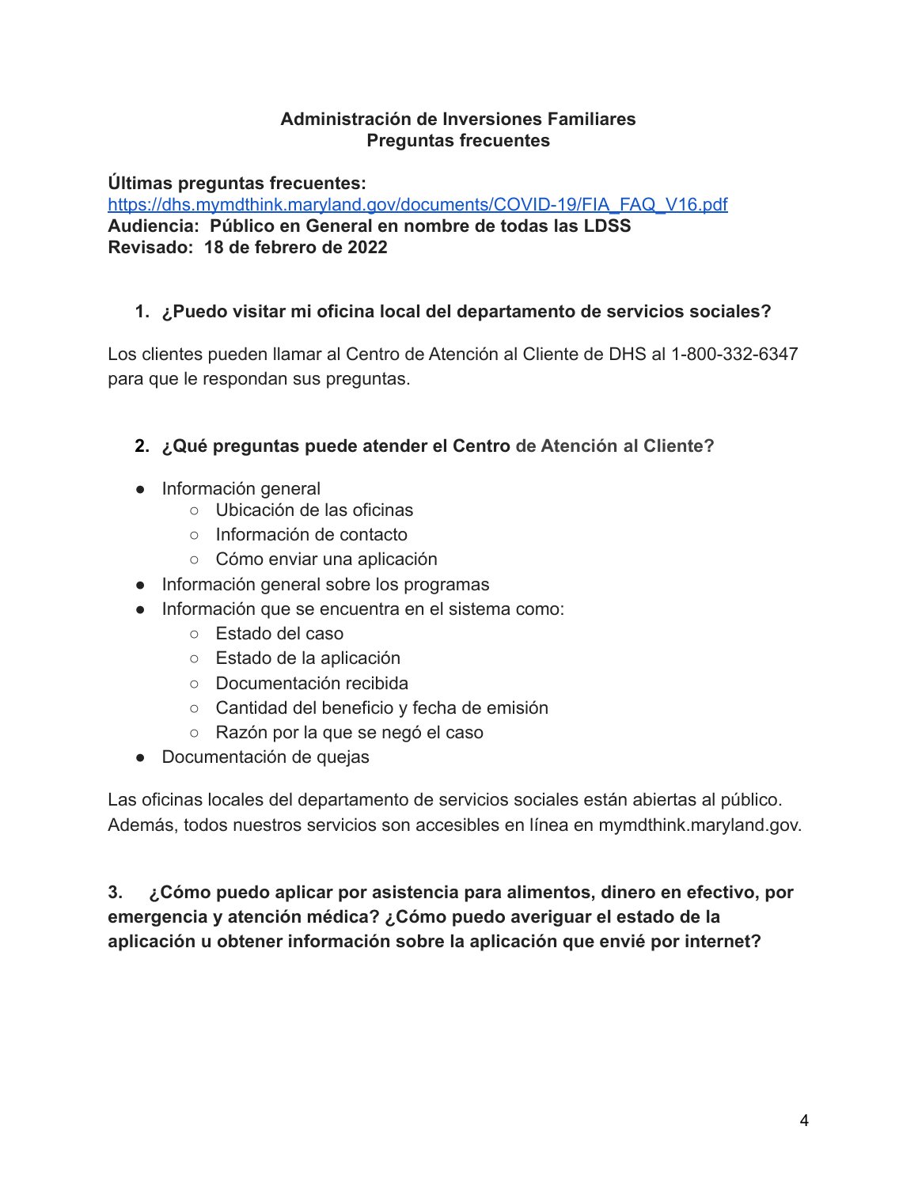**Administración de Inversiones Familiares**
**Preguntas frecuentes**

**Últimas preguntas frecuentes:**
https://dhs.mymdthink.maryland.gov/documents/COVID-19/FIA_FAQ_V16.pdf
**Audiencia: Público en General en nombre de todas las LDSS**
**Revisado: 18 de febrero de 2022**

1. **¿Puedo visitar mi oficina local del departamento de servicios sociales?**

Los clientes pueden llamar al Centro de Atención al Cliente de DHS al 1-800-332-6347 para que le respondan sus preguntas.

2. **¿Qué preguntas puede atender el Centro de Atención al Cliente?**

- Información general
  - Ubicación de las oficinas
  - Información de contacto
  - Cómo enviar una aplicación
- Información general sobre los programas
- Información que se encuentra en el sistema como:
  - Estado del caso
  - Estado de la aplicación
  - Documentación recibida
  - Cantidad del beneficio y fecha de emisión
  - Razón por la que se negó el caso
- Documentación de quejas

Las oficinas locales del departamento de servicios sociales están abiertas al público. Además, todos nuestros servicios son accesibles en línea en mymdthink.maryland.gov.

**3. ¿Cómo puedo aplicar por asistencia para alimentos, dinero en efectivo, por emergencia y atención médica? ¿Cómo puedo averiguar el estado de la aplicación u obtener información sobre la aplicación que envié por internet?**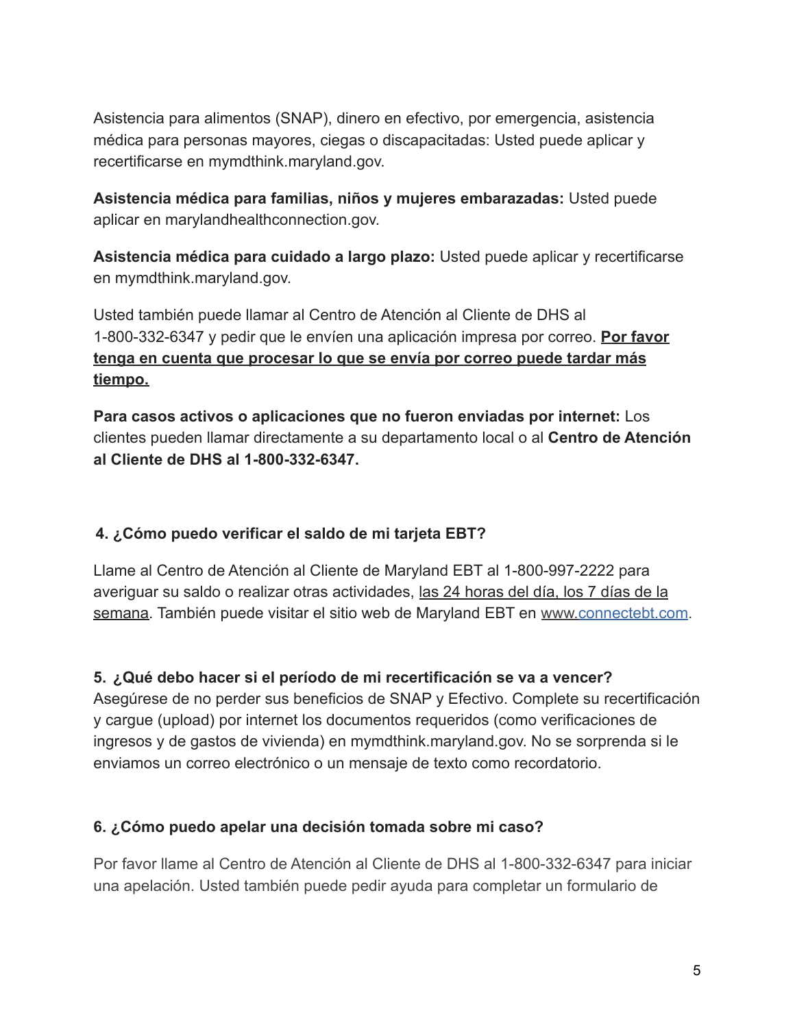Asistencia para alimentos (SNAP), dinero en efectivo, por emergencia, asistencia médica para personas mayores, ciegas o discapacitadas: Usted puede aplicar y recertificarse en mymdthink.maryland.gov.

**Asistencia médica para familias, niños y mujeres embarazadas:** Usted puede aplicar en marylandhealthconnection.gov.

**Asistencia médica para cuidado a largo plazo:** Usted puede aplicar y recertificarse en mymdthink.maryland.gov.

Usted también puede llamar al Centro de Atención al Cliente de DHS al 1-800-332-6347 y pedir que le envíen una aplicación impresa por correo. **Por favor tenga en cuenta que procesar lo que se envía por correo puede tardar más tiempo.**

**Para casos activos o aplicaciones que no fueron enviadas por internet:** Los clientes pueden llamar directamente a su departamento local o al **Centro de Atención al Cliente de DHS al 1-800-332-6347.**

### 4. ¿Cómo puedo verificar el saldo de mi tarjeta EBT?

Llame al Centro de Atención al Cliente de Maryland EBT al 1-800-997-2222 para averiguar su saldo o realizar otras actividades, las 24 horas del día, los 7 días de la semana. También puede visitar el sitio web de Maryland EBT en www.connectebt.com.

### 5. ¿Qué debo hacer si el período de mi recertificación se va a vencer?

Asegúrese de no perder sus beneficios de SNAP y Efectivo. Complete su recertificación y cargue (upload) por internet los documentos requeridos (como verificaciones de ingresos y de gastos de vivienda) en mymdthink.maryland.gov. No se sorprenda si le enviamos un correo electrónico o un mensaje de texto como recordatorio.

### 6. ¿Cómo puedo apelar una decisión tomada sobre mi caso?

Por favor llame al Centro de Atención al Cliente de DHS al 1-800-332-6347 para iniciar una apelación. Usted también puede pedir ayuda para completar un formulario de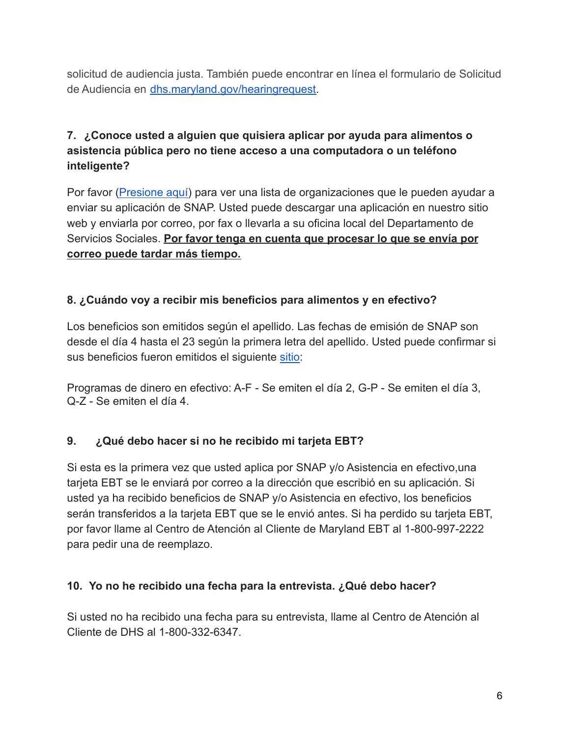solicitud de audiencia justa. También puede encontrar en línea el formulario de Solicitud de Audiencia en dhs.maryland.gov/hearingrequest.

### 7. ¿Conoce usted a alguien que quisiera aplicar por ayuda para alimentos o asistencia pública pero no tiene acceso a una computadora o un teléfono inteligente?

Por favor (Presione aquí) para ver una lista de organizaciones que le pueden ayudar a enviar su aplicación de SNAP. Usted puede descargar una aplicación en nuestro sitio web y enviarla por correo, por fax o llevarla a su oficina local del Departamento de Servicios Sociales. **Por favor tenga en cuenta que procesar lo que se envía por correo puede tardar más tiempo.**

### 8. ¿Cuándo voy a recibir mis beneficios para alimentos y en efectivo?

Los beneficios son emitidos según el apellido. Las fechas de emisión de SNAP son desde el día 4 hasta el 23 según la primera letra del apellido. Usted puede confirmar si sus beneficios fueron emitidos el siguiente sitio:

Programas de dinero en efectivo: A-F - Se emiten el día 2, G-P - Se emiten el día 3, Q-Z - Se emiten el día 4.

### 9. ¿Qué debo hacer si no he recibido mi tarjeta EBT?

Si esta es la primera vez que usted aplica por SNAP y/o Asistencia en efectivo,una tarjeta EBT se le enviará por correo a la dirección que escribió en su aplicación. Si usted ya ha recibido beneficios de SNAP y/o Asistencia en efectivo, los beneficios serán transferidos a la tarjeta EBT que se le envió antes. Si ha perdido su tarjeta EBT, por favor llame al Centro de Atención al Cliente de Maryland EBT al 1-800-997-2222 para pedir una de reemplazo.

### 10. Yo no he recibido una fecha para la entrevista. ¿Qué debo hacer?

Si usted no ha recibido una fecha para su entrevista, llame al Centro de Atención al Cliente de DHS al 1-800-332-6347.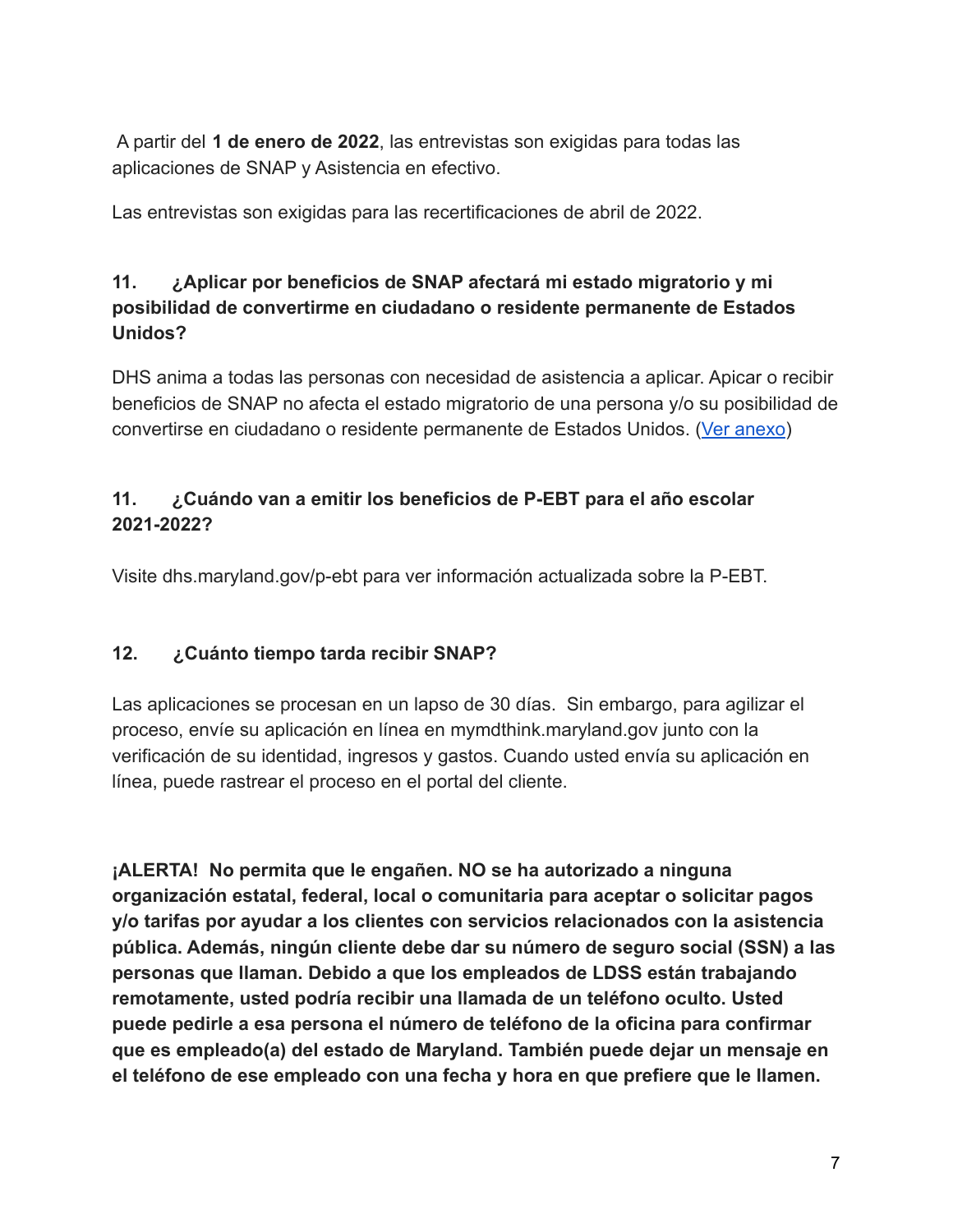A partir del **1 de enero de 2022**, las entrevistas son exigidas para todas las aplicaciones de SNAP y Asistencia en efectivo.

Las entrevistas son exigidas para las recertificaciones de abril de 2022.

### 11. ¿Aplicar por beneficios de SNAP afectará mi estado migratorio y mi posibilidad de convertirme en ciudadano o residente permanente de Estados Unidos?

DHS anima a todas las personas con necesidad de asistencia a aplicar. Apicar o recibir beneficios de SNAP no afecta el estado migratorio de una persona y/o su posibilidad de convertirse en ciudadano o residente permanente de Estados Unidos. (Ver anexo)

### 11. ¿Cuándo van a emitir los beneficios de P-EBT para el año escolar 2021-2022?

Visite dhs.maryland.gov/p-ebt para ver información actualizada sobre la P-EBT.

### 12. ¿Cuánto tiempo tarda recibir SNAP?

Las aplicaciones se procesan en un lapso de 30 días. Sin embargo, para agilizar el proceso, envíe su aplicación en línea en mymdthink.maryland.gov junto con la verificación de su identidad, ingresos y gastos. Cuando usted envía su aplicación en línea, puede rastrear el proceso en el portal del cliente.

**¡ALERTA! No permita que le engañen. NO se ha autorizado a ninguna organización estatal, federal, local o comunitaria para aceptar o solicitar pagos y/o tarifas por ayudar a los clientes con servicios relacionados con la asistencia pública. Además, ningún cliente debe dar su número de seguro social (SSN) a las personas que llaman. Debido a que los empleados de LDSS están trabajando remotamente, usted podría recibir una llamada de un teléfono oculto. Usted puede pedirle a esa persona el número de teléfono de la oficina para confirmar que es empleado(a) del estado de Maryland. También puede dejar un mensaje en el teléfono de ese empleado con una fecha y hora en que prefiere que le llamen.**